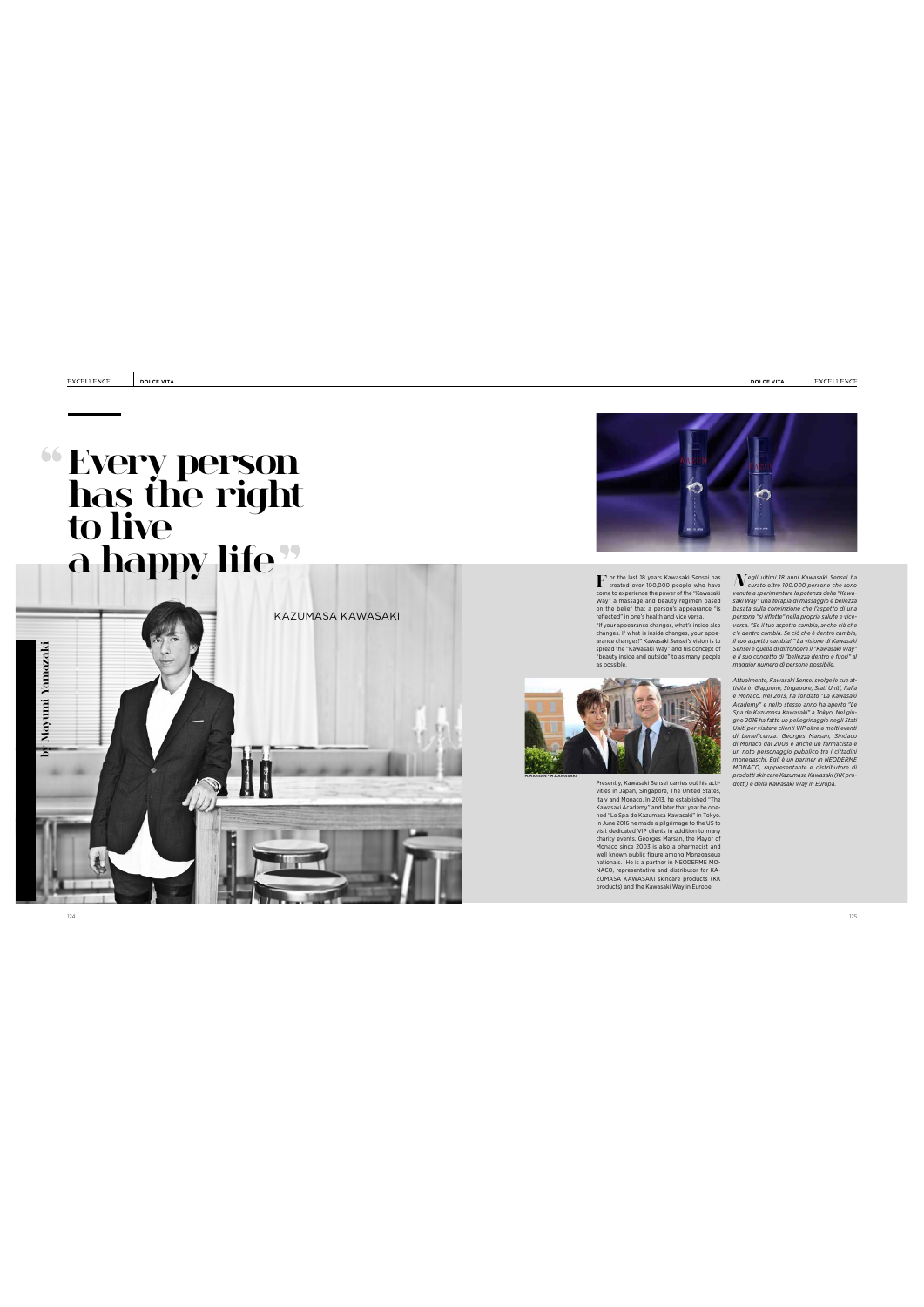# "Every person has the right to live a happy life"

KAZUMASA KAWASAKI

by Mayumi Yamazaki

For the last 18 years Kawasaki Sensei has treated over 100,000 people who have come to experience the power of the "Kawasaki Way" a massage and beauty regimen based on the belief that a person's appearance "is reflected" in one's health and vice versa.
"If your appearance changes, what's inside also changes. If what is inside changes, your appearance changes!" Kawasaki Sensei's vision is to spread the "Kawasaki Way" and his concept of "beauty inside and outside" to as many people as possible.

M.MARSAN - M.KAWASAKI

Presently, Kawasaki Sensei carries out his activities in Japan, Singapore, The United States, Italy and Monaco. In 2013, he established "The Kawasaki Academy" and later that year he opened "Le Spa de Kazumasa Kawasaki" in Tokyo. In June 2016 he made a pilgrimage to the US to visit dedicated VIP clients in addition to many charity events. Georges Marsan, the Mayor of Monaco since 2003 is also a pharmacist and well known public figure among Monegasque nationals. He is a partner in NEODERME MONACO, representative and distributor for KAZUMASA KAWASAKI skincare products (KK products) and the Kawasaki Way in Europe.

*Negli ultimi 18 anni Kawasaki Sensei ha curato oltre 100.000 persone che sono venute a sperimentare la potenza della "Kawasaki Way" una terapia di massaggio e bellezza basata sulla convinzione che l'aspetto di una persona "si riflette" nella propria salute e viceversa. "Se il tuo aspetto cambia, anche ciò che c'è dentro cambia. Se ciò che è dentro cambia, il tuo aspetto cambia! " La visione di Kawasaki Sensei è quella di diffondere il "Kawasaki Way" e il suo concetto di "bellezza dentro e fuori" al maggior numero di persone possibile.*

*Attualmente, Kawasaki Sensei svolge le sue attività in Giappone, Singapore, Stati Uniti, Italia e Monaco. Nel 2013, ha fondato "La Kawasaki Academy" e nello stesso anno ha aperto "Le Spa de Kazumasa Kawasaki" a Tokyo. Nel giugno 2016 ha fatto un pellegrinaggio negli Stati Uniti per visitare clienti VIP oltre a molti eventi di beneficenza. Georges Marsan, Sindaco di Monaco dal 2003 è anche un farmacista e un noto personaggio pubblico tra i cittadini monegaschi. Egli è un partner in NEODERME MONACO, rappresentante e distributore di prodotti skincare Kazumasa Kawasaki (KK prodotti) e della Kawasaki Way in Europa.*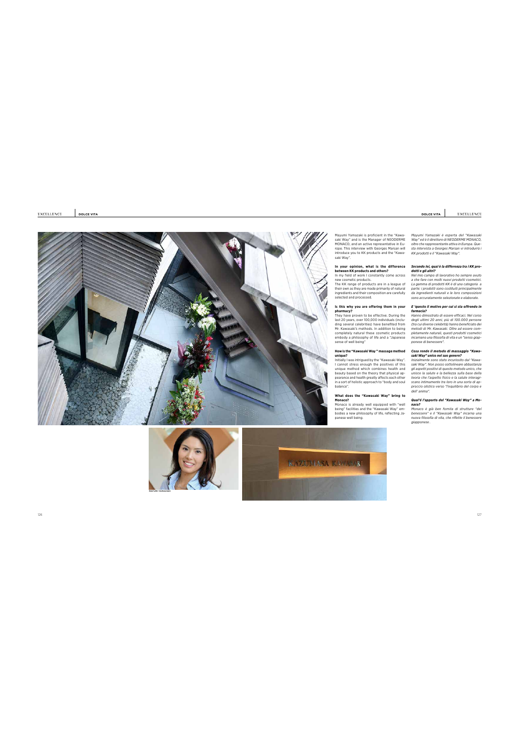Mayumi Yamazaki is proficient in the "Kawasaki Way" and is the Manager of NEODERME MONACO, and an active representative in Europe. This interview with Georges Marsan will introduce you to KK products and the "Kawasaki Way".

**In your opinion, what is the difference between KK products and others?**

In my field of work I constantly come across new cosmetic products.

The KK range of products are in a league of their own as they are made primarily of natural ingredients and their composition are carefully selected and processed.

**Is this why you are offering them in your pharmacy?**

They have proven to be effective. During the last 20 years, over 100,000 individuals (including several celebrities) have benefited from Mr. Kawasaki's methods. In addition to being completely natural these cosmetic products embody a philosophy of life and a "Japanese sense of well being"

**How is the "Kawasaki Way" massage method unique?**

Initially I was intrigued by the "Kawasaki Way". I cannot stress enough the positives of this unique method which combines health and beauty based on the theory that physical appearance and health greatly affects each other in a sort of holistic approach to "body and soul balance".

**What does the "Kawasaki Way" bring to Monaco?**

Monaco is already well equipped with "well being" facilities and the "Kawasaki Way" embodies a new philosophy of life, reflecting Japanese well being.

*Mayumi Yamazaki è esperta del "Kawasaki Way" ed è il direttore di NEODERME MONACO, oltre che rappresentante attiva in Europa. Questa intervista a Georges Marsan vi introdurrà i KK prodotti e il "Kawasaki Way".*

***Secondo lei, qual è la differenza tra i KK prodotti e gli altri?***

*Nel mio campo di lavorativo ho sempre avuto a che fare con molti nuovi prodotti cosmetici. La gamma di prodotti KK è di una categoria a parte: i prodotti sono costituiti principalmente da ingredienti naturali e le loro composizioni sono accuratamente selezionate e elaborate.*

***E 'questo il motivo per cui si sta offrendo in farmacia?***

*Hanno dimostrato di essere efficaci. Nel corso degli ultimi 20 anni, più di 100.000 persone (tra cui diverse celebrità) hanno beneficiato dei metodi di Mr. Kawasaki. Oltre ad essere completamente naturali, questi prodotti cosmetici incarnano una filosofia di vita e un "senso giapponese di benessere".*

***Cosa rende il metodo di massaggio "Kawasaki Way" unico nel suo genere?***

*Inizialmente sono stato incuriosito dal "Kawasaki Way". Non posso sottolineare abbastanza gli aspetti positivi di questo metodo unico, che unisce la salute e la bellezza sulla base della teoria che l'aspetto fisico e la salute interagiscano intimamente tra loro in una sorta di approccio olistico verso "l'equilibrio del corpo e dell' anima".*

***Qual'è l'apporto del "Kawasaki Way" a Monaco?***

*Monaco è già ben fornita di strutture "del benessere" e il "Kawasaki Way" incarna una nuova filosofia di vita, che riflette il benessere giapponese .*

MAYUMI YAMAZAKI